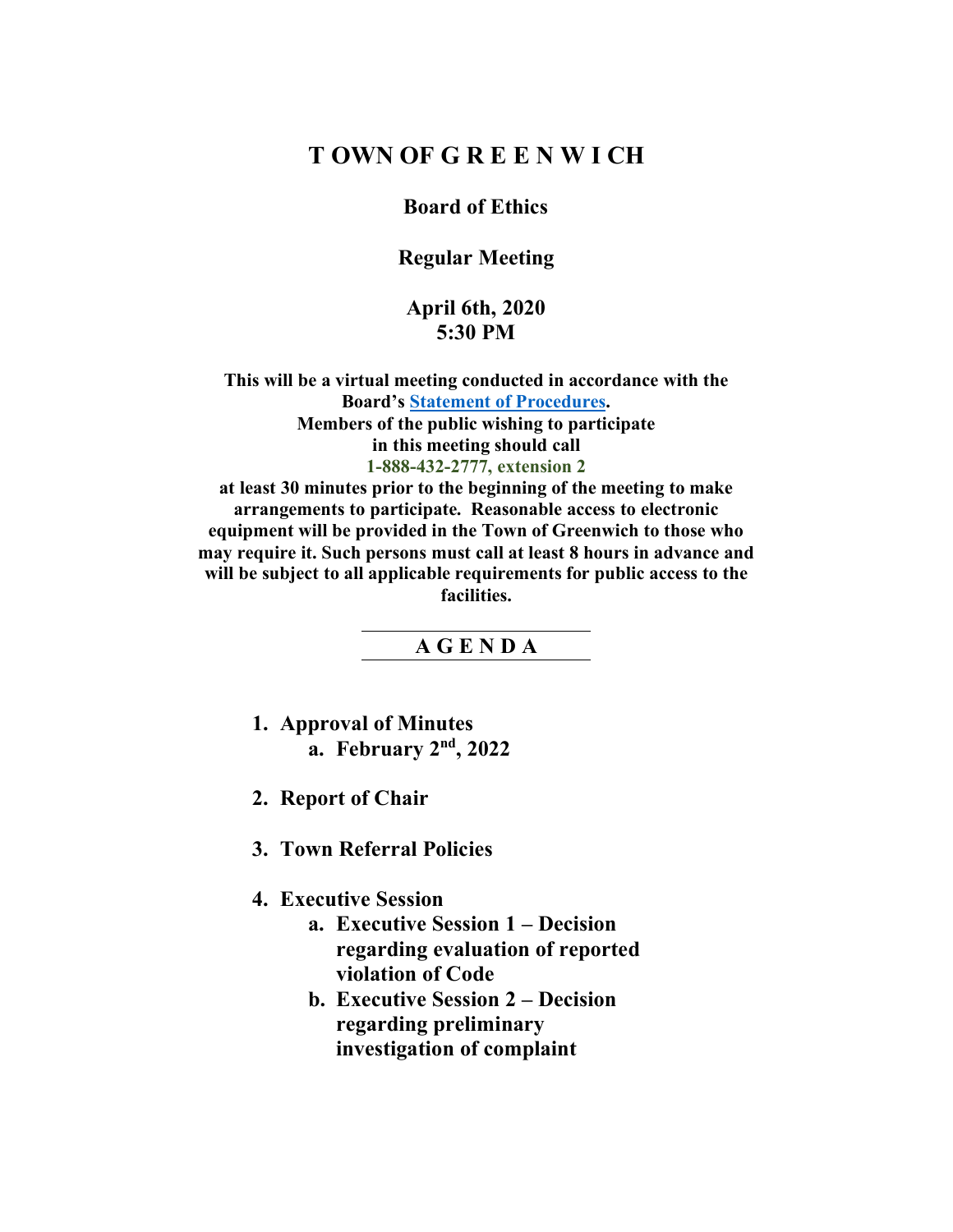# T OWN OF G R E E N W I CH

## Board of Ethics

## Regular Meeting

## April 6th, 2020
## 5:30 PM

**This will be a virtual meeting conducted in accordance with the Board's Statement of Procedures.**
**Members of the public wishing to participate in this meeting should call**
**1-888-432-2777, extension 2**
**at least 30 minutes prior to the beginning of the meeting to make arrangements to participate. Reasonable access to electronic equipment will be provided in the Town of Greenwich to those who may require it. Such persons must call at least 8 hours in advance and will be subject to all applicable requirements for public access to the facilities.**

---

## A G E N D A

---

1. **Approval of Minutes**
   a. **February 2nd, 2022**

2. **Report of Chair**

3. **Town Referral Policies**

4. **Executive Session**
   a. **Executive Session 1 – Decision regarding evaluation of reported violation of Code**
   b. **Executive Session 2 – Decision regarding preliminary investigation of complaint**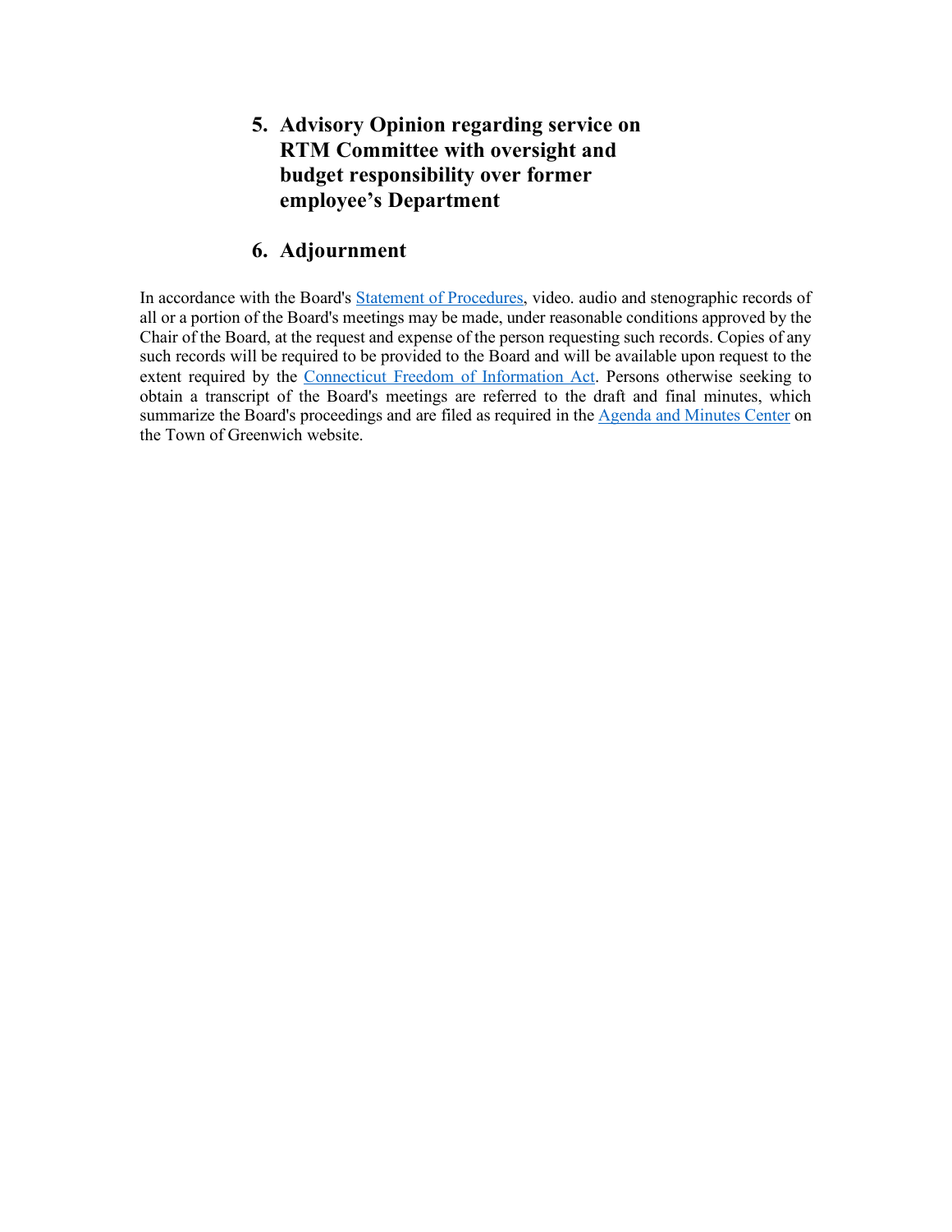5. **Advisory Opinion regarding service on RTM Committee with oversight and budget responsibility over former employee's Department**

6. **Adjournment**

In accordance with the Board's Statement of Procedures, video. audio and stenographic records of all or a portion of the Board's meetings may be made, under reasonable conditions approved by the Chair of the Board, at the request and expense of the person requesting such records. Copies of any such records will be required to be provided to the Board and will be available upon request to the extent required by the Connecticut Freedom of Information Act. Persons otherwise seeking to obtain a transcript of the Board's meetings are referred to the draft and final minutes, which summarize the Board's proceedings and are filed as required in the Agenda and Minutes Center on the Town of Greenwich website.